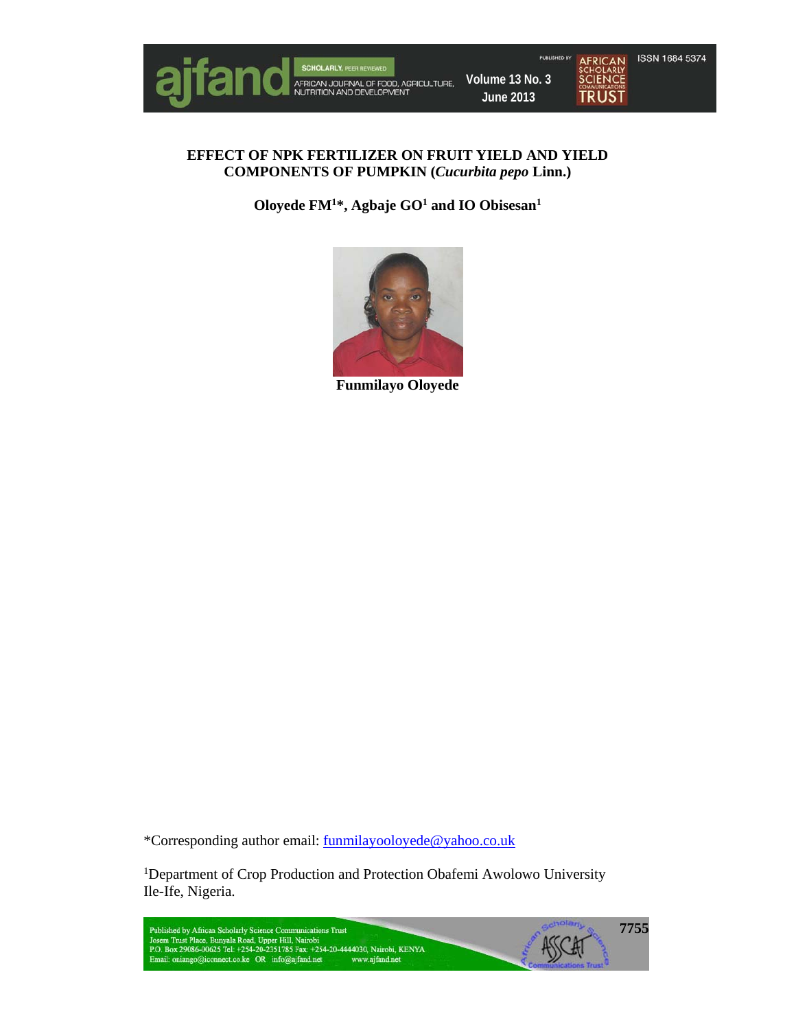# EFFECT OF NPK FERTILIZER ON FRUIT YIELD AND YIELD COMPONENTS OF PUMPKIN (*Cucurbita pepo* Linn.)

**Oloyede FM[1]*, Agbaje GO[1] and IO Obisesan[1]**

**Funmilayo Oloyede**

*Corresponding author email: funmilayooloyede@yahoo.co.uk

[1]Department of Crop Production and Protection Obafemi Awolowo University Ile-Ife, Nigeria.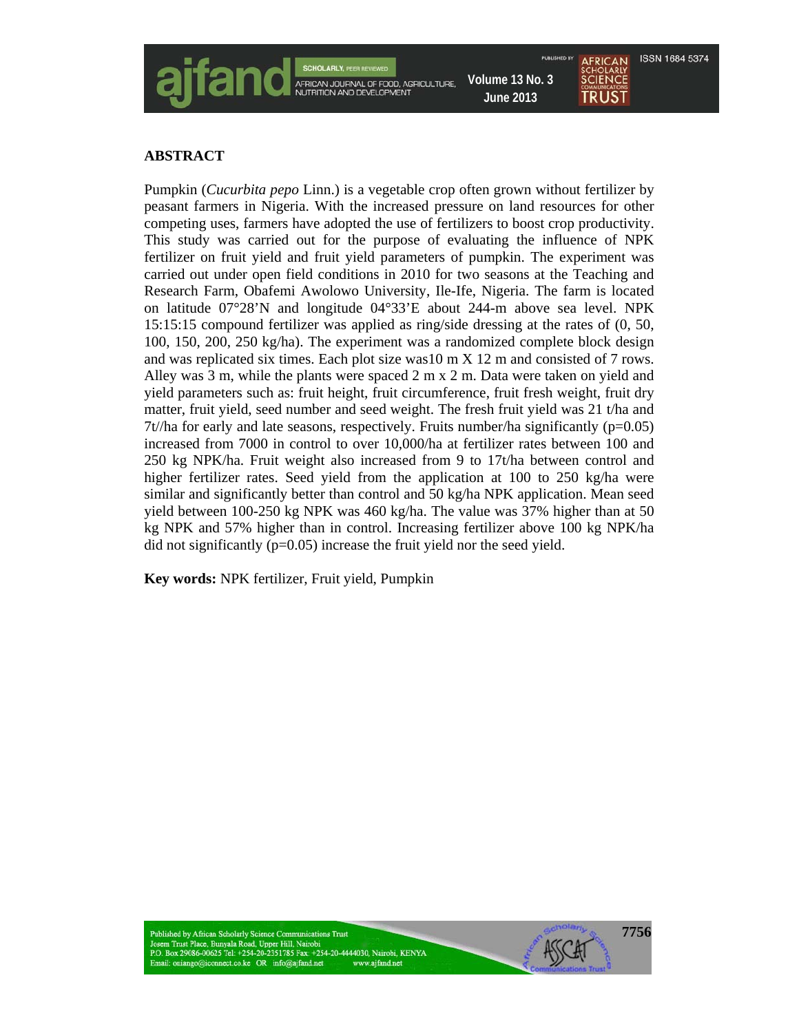## ABSTRACT

Pumpkin (*Cucurbita pepo* Linn.) is a vegetable crop often grown without fertilizer by peasant farmers in Nigeria. With the increased pressure on land resources for other competing uses, farmers have adopted the use of fertilizers to boost crop productivity. This study was carried out for the purpose of evaluating the influence of NPK fertilizer on fruit yield and fruit yield parameters of pumpkin. The experiment was carried out under open field conditions in 2010 for two seasons at the Teaching and Research Farm, Obafemi Awolowo University, Ile-Ife, Nigeria. The farm is located on latitude 07°28'N and longitude 04°33'E about 244-m above sea level. NPK 15:15:15 compound fertilizer was applied as ring/side dressing at the rates of (0, 50, 100, 150, 200, 250 kg/ha). The experiment was a randomized complete block design and was replicated six times. Each plot size was10 m X 12 m and consisted of 7 rows. Alley was 3 m, while the plants were spaced 2 m x 2 m. Data were taken on yield and yield parameters such as: fruit height, fruit circumference, fruit fresh weight, fruit dry matter, fruit yield, seed number and seed weight. The fresh fruit yield was 21 t/ha and 7t//ha for early and late seasons, respectively. Fruits number/ha significantly (p=0.05) increased from 7000 in control to over 10,000/ha at fertilizer rates between 100 and 250 kg NPK/ha. Fruit weight also increased from 9 to 17t/ha between control and higher fertilizer rates. Seed yield from the application at 100 to 250 kg/ha were similar and significantly better than control and 50 kg/ha NPK application. Mean seed yield between 100-250 kg NPK was 460 kg/ha. The value was 37% higher than at 50 kg NPK and 57% higher than in control. Increasing fertilizer above 100 kg NPK/ha did not significantly (p=0.05) increase the fruit yield nor the seed yield.

**Key words:** NPK fertilizer, Fruit yield, Pumpkin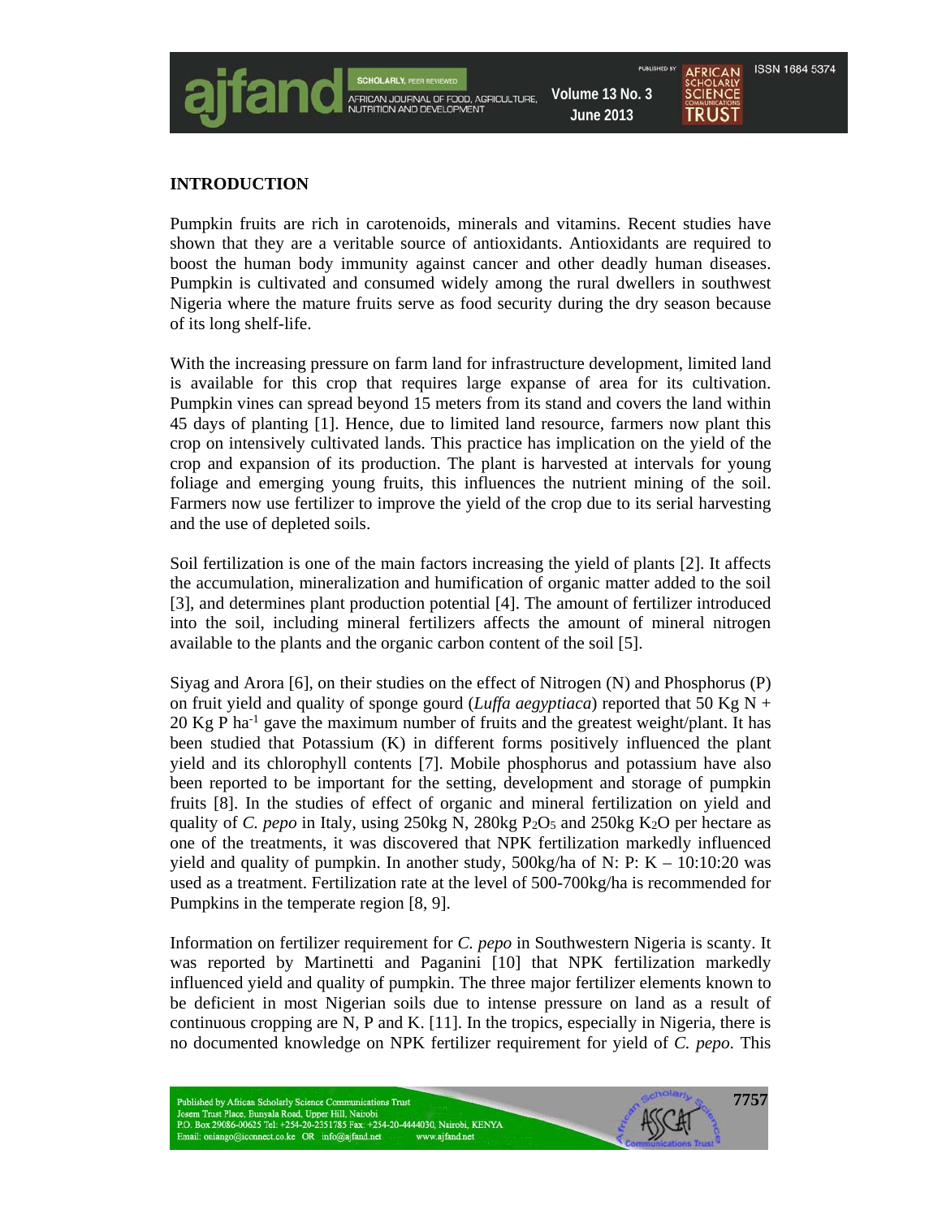## INTRODUCTION

Pumpkin fruits are rich in carotenoids, minerals and vitamins. Recent studies have shown that they are a veritable source of antioxidants. Antioxidants are required to boost the human body immunity against cancer and other deadly human diseases. Pumpkin is cultivated and consumed widely among the rural dwellers in southwest Nigeria where the mature fruits serve as food security during the dry season because of its long shelf-life.

With the increasing pressure on farm land for infrastructure development, limited land is available for this crop that requires large expanse of area for its cultivation. Pumpkin vines can spread beyond 15 meters from its stand and covers the land within 45 days of planting [1]. Hence, due to limited land resource, farmers now plant this crop on intensively cultivated lands. This practice has implication on the yield of the crop and expansion of its production. The plant is harvested at intervals for young foliage and emerging young fruits, this influences the nutrient mining of the soil. Farmers now use fertilizer to improve the yield of the crop due to its serial harvesting and the use of depleted soils.

Soil fertilization is one of the main factors increasing the yield of plants [2]. It affects the accumulation, mineralization and humification of organic matter added to the soil [3], and determines plant production potential [4]. The amount of fertilizer introduced into the soil, including mineral fertilizers affects the amount of mineral nitrogen available to the plants and the organic carbon content of the soil [5].

Siyag and Arora [6], on their studies on the effect of Nitrogen (N) and Phosphorus (P) on fruit yield and quality of sponge gourd (*Luffa aegyptiaca*) reported that 50 Kg N + 20 Kg P $ha^{-1}$ gave the maximum number of fruits and the greatest weight/plant. It has been studied that Potassium (K) in different forms positively influenced the plant yield and its chlorophyll contents [7]. Mobile phosphorus and potassium have also been reported to be important for the setting, development and storage of pumpkin fruits [8]. In the studies of effect of organic and mineral fertilization on yield and quality of *C. pepo* in Italy, using 250kg N, 280kg $P_2O_5$ and 250kg $K_2O$ per hectare as one of the treatments, it was discovered that NPK fertilization markedly influenced yield and quality of pumpkin. In another study, 500kg/ha of N: P: K – 10:10:20 was used as a treatment. Fertilization rate at the level of 500-700kg/ha is recommended for Pumpkins in the temperate region [8, 9].

Information on fertilizer requirement for *C. pepo* in Southwestern Nigeria is scanty. It was reported by Martinetti and Paganini [10] that NPK fertilization markedly influenced yield and quality of pumpkin. The three major fertilizer elements known to be deficient in most Nigerian soils due to intense pressure on land as a result of continuous cropping are N, P and K. [11]. In the tropics, especially in Nigeria, there is no documented knowledge on NPK fertilizer requirement for yield of *C. pepo*. This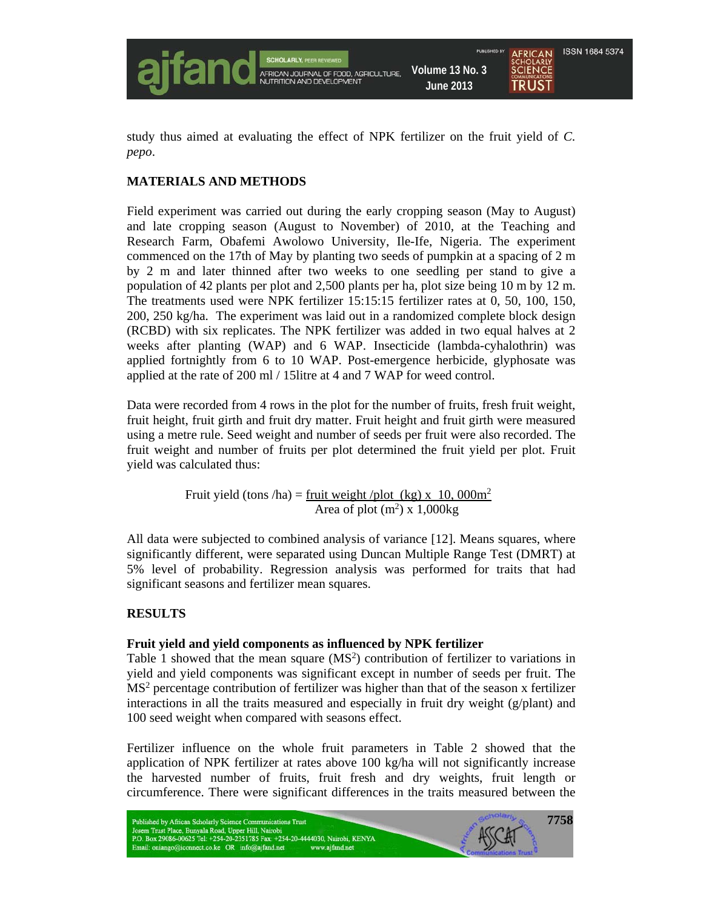study thus aimed at evaluating the effect of NPK fertilizer on the fruit yield of *C. pepo*.

## MATERIALS AND METHODS

Field experiment was carried out during the early cropping season (May to August) and late cropping season (August to November) of 2010, at the Teaching and Research Farm, Obafemi Awolowo University, Ile-Ife, Nigeria. The experiment commenced on the 17th of May by planting two seeds of pumpkin at a spacing of 2 m by 2 m and later thinned after two weeks to one seedling per stand to give a population of 42 plants per plot and 2,500 plants per ha, plot size being 10 m by 12 m. The treatments used were NPK fertilizer 15:15:15 fertilizer rates at 0, 50, 100, 150, 200, 250 kg/ha. The experiment was laid out in a randomized complete block design (RCBD) with six replicates. The NPK fertilizer was added in two equal halves at 2 weeks after planting (WAP) and 6 WAP. Insecticide (lambda-cyhalothrin) was applied fortnightly from 6 to 10 WAP. Post-emergence herbicide, glyphosate was applied at the rate of 200 ml / 15litre at 4 and 7 WAP for weed control.

Data were recorded from 4 rows in the plot for the number of fruits, fresh fruit weight, fruit height, fruit girth and fruit dry matter. Fruit height and fruit girth were measured using a metre rule. Seed weight and number of seeds per fruit were also recorded. The fruit weight and number of fruits per plot determined the fruit yield per plot. Fruit yield was calculated thus:

$$\text{Fruit yield (tons /ha)} = \frac{\text{fruit weight /plot (kg)} \times 10,000\text{m}^2}{\text{Area of plot (m}^2\text{)} \times 1,000\text{kg}}$$

All data were subjected to combined analysis of variance [12]. Means squares, where significantly different, were separated using Duncan Multiple Range Test (DMRT) at 5% level of probability. Regression analysis was performed for traits that had significant seasons and fertilizer mean squares.

## RESULTS

### Fruit yield and yield components as influenced by NPK fertilizer

Table 1 showed that the mean square ($MS^2$) contribution of fertilizer to variations in yield and yield components was significant except in number of seeds per fruit. The $MS^2$ percentage contribution of fertilizer was higher than that of the season x fertilizer interactions in all the traits measured and especially in fruit dry weight (g/plant) and 100 seed weight when compared with seasons effect.

Fertilizer influence on the whole fruit parameters in Table 2 showed that the application of NPK fertilizer at rates above 100 kg/ha will not significantly increase the harvested number of fruits, fruit fresh and dry weights, fruit length or circumference. There were significant differences in the traits measured between the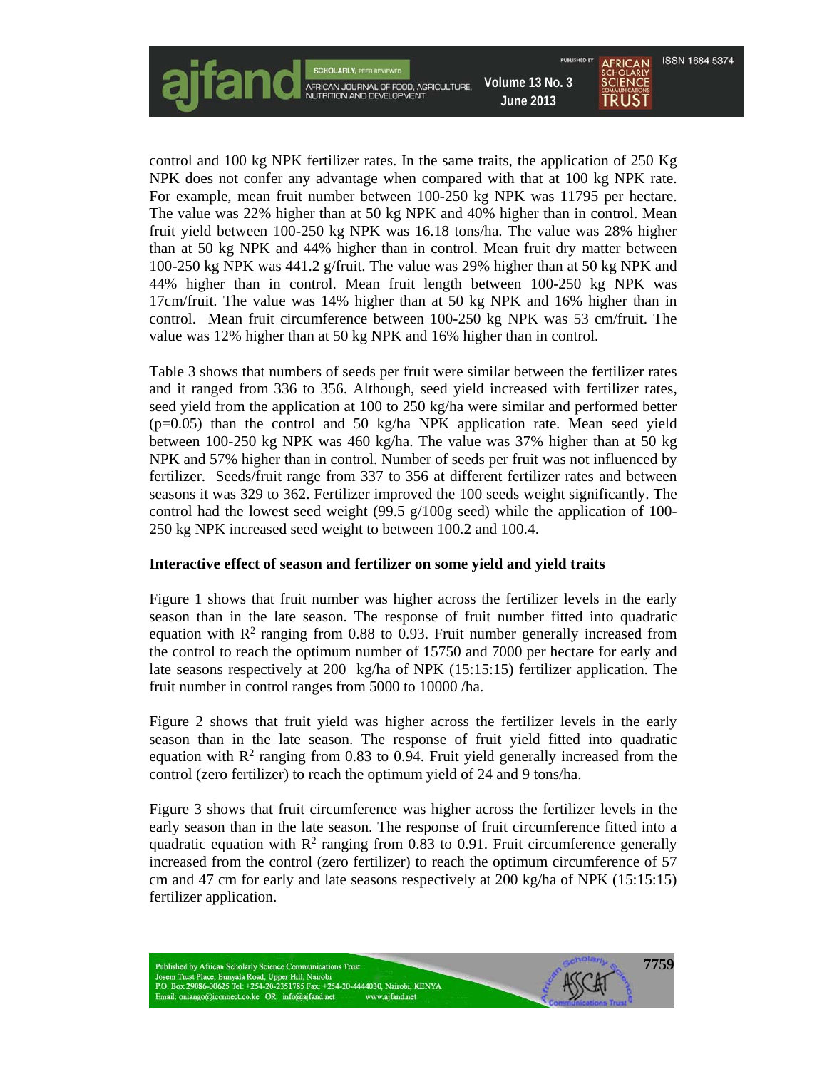control and 100 kg NPK fertilizer rates. In the same traits, the application of 250 Kg NPK does not confer any advantage when compared with that at 100 kg NPK rate. For example, mean fruit number between 100-250 kg NPK was 11795 per hectare. The value was 22% higher than at 50 kg NPK and 40% higher than in control. Mean fruit yield between 100-250 kg NPK was 16.18 tons/ha. The value was 28% higher than at 50 kg NPK and 44% higher than in control. Mean fruit dry matter between 100-250 kg NPK was 441.2 g/fruit. The value was 29% higher than at 50 kg NPK and 44% higher than in control. Mean fruit length between 100-250 kg NPK was 17cm/fruit. The value was 14% higher than at 50 kg NPK and 16% higher than in control. Mean fruit circumference between 100-250 kg NPK was 53 cm/fruit. The value was 12% higher than at 50 kg NPK and 16% higher than in control.

Table 3 shows that numbers of seeds per fruit were similar between the fertilizer rates and it ranged from 336 to 356. Although, seed yield increased with fertilizer rates, seed yield from the application at 100 to 250 kg/ha were similar and performed better ($p=0.05$) than the control and 50 kg/ha NPK application rate. Mean seed yield between 100-250 kg NPK was 460 kg/ha. The value was 37% higher than at 50 kg NPK and 57% higher than in control. Number of seeds per fruit was not influenced by fertilizer. Seeds/fruit range from 337 to 356 at different fertilizer rates and between seasons it was 329 to 362. Fertilizer improved the 100 seeds weight significantly. The control had the lowest seed weight (99.5 g/100g seed) while the application of 100-250 kg NPK increased seed weight to between 100.2 and 100.4.

**Interactive effect of season and fertilizer on some yield and yield traits**

Figure 1 shows that fruit number was higher across the fertilizer levels in the early season than in the late season. The response of fruit number fitted into quadratic equation with $R^2$ ranging from 0.88 to 0.93. Fruit number generally increased from the control to reach the optimum number of 15750 and 7000 per hectare for early and late seasons respectively at 200 kg/ha of NPK (15:15:15) fertilizer application. The fruit number in control ranges from 5000 to 10000 /ha.

Figure 2 shows that fruit yield was higher across the fertilizer levels in the early season than in the late season. The response of fruit yield fitted into quadratic equation with $R^2$ ranging from 0.83 to 0.94. Fruit yield generally increased from the control (zero fertilizer) to reach the optimum yield of 24 and 9 tons/ha.

Figure 3 shows that fruit circumference was higher across the fertilizer levels in the early season than in the late season. The response of fruit circumference fitted into a quadratic equation with $R^2$ ranging from 0.83 to 0.91. Fruit circumference generally increased from the control (zero fertilizer) to reach the optimum circumference of 57 cm and 47 cm for early and late seasons respectively at 200 kg/ha of NPK (15:15:15) fertilizer application.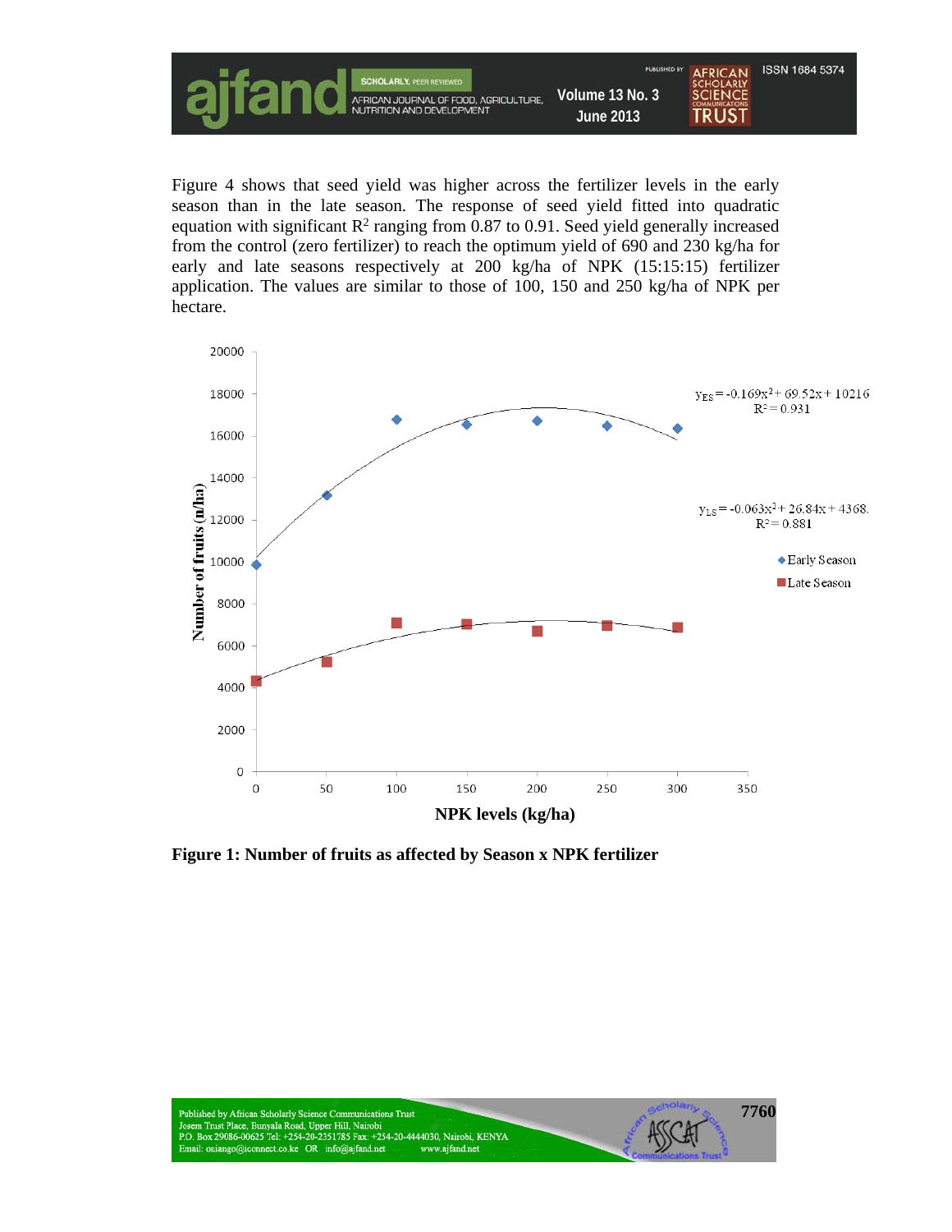Figure 4 shows that seed yield was higher across the fertilizer levels in the early season than in the late season. The response of seed yield fitted into quadratic equation with significant $R^2$ ranging from 0.87 to 0.91. Seed yield generally increased from the control (zero fertilizer) to reach the optimum yield of 690 and 230 kg/ha for early and late seasons respectively at 200 kg/ha of NPK (15:15:15) fertilizer application. The values are similar to those of 100, 150 and 250 kg/ha of NPK per hectare.

$y_{ES} = -0.169x^2 + 69.52x + 10216$, $R^2 = 0.931$

$y_{LS} = -0.063x^2 + 26.84x + 4368$, $R^2 = 0.881$

**Figure 1: Number of fruits as affected by Season x NPK fertilizer**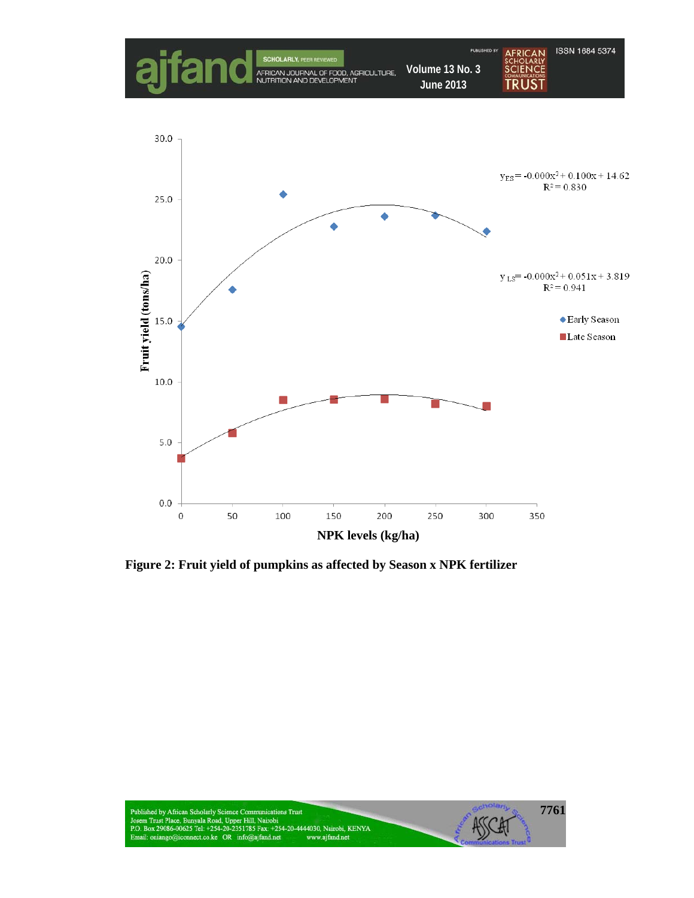Figure 2: Fruit yield of pumpkins as affected by Season x NPK fertilizer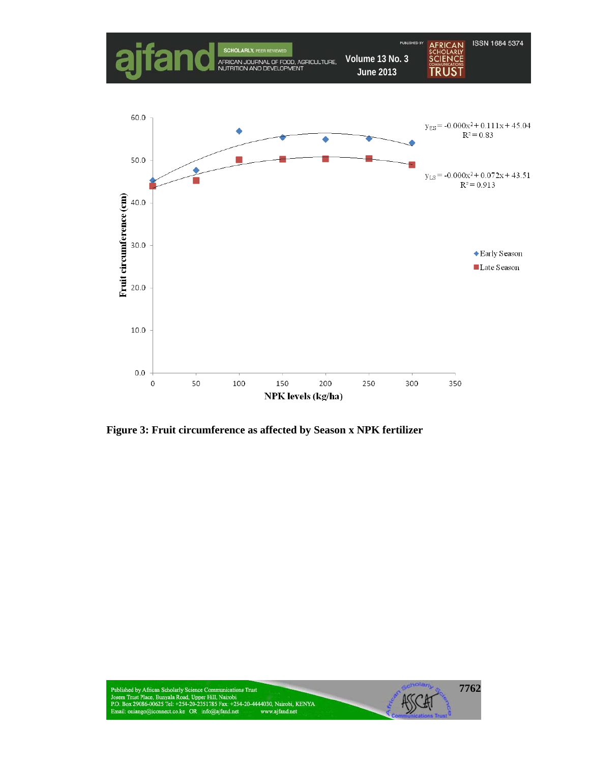$y_{ES} = -0.000x^2 + 0.111x + 45.04$
$R^2 = 0.83$

$y_{LS} = -0.000x^2 + 0.072x + 43.51$
$R^2 = 0.913$

**Figure 3: Fruit circumference as affected by Season x NPK fertilizer**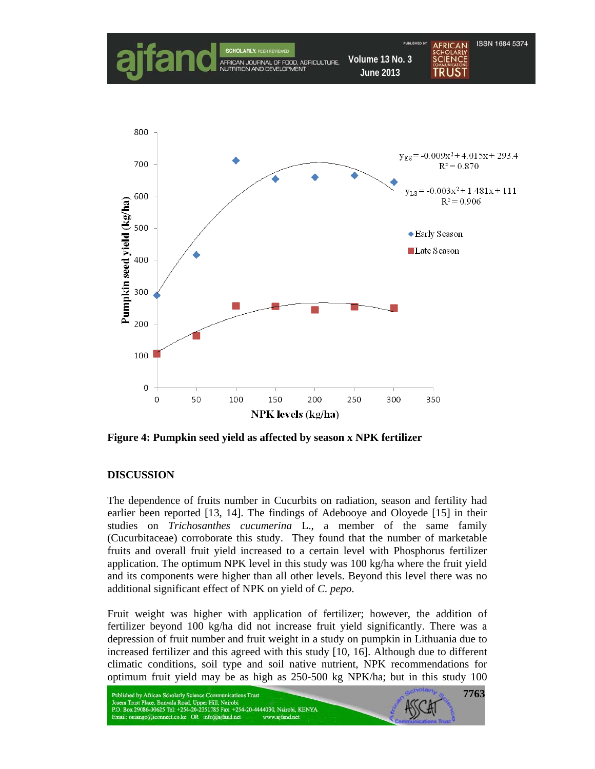Figure 4: Pumpkin seed yield as affected by season x NPK fertilizer

## DISCUSSION

The dependence of fruits number in Cucurbits on radiation, season and fertility had earlier been reported [13, 14]. The findings of Adebooye and Oloyede [15] in their studies on *Trichosanthes cucumerina* L., a member of the same family (Cucurbitaceae) corroborate this study. They found that the number of marketable fruits and overall fruit yield increased to a certain level with Phosphorus fertilizer application. The optimum NPK level in this study was 100 kg/ha where the fruit yield and its components were higher than all other levels. Beyond this level there was no additional significant effect of NPK on yield of *C. pepo.*

Fruit weight was higher with application of fertilizer; however, the addition of fertilizer beyond 100 kg/ha did not increase fruit yield significantly. There was a depression of fruit number and fruit weight in a study on pumpkin in Lithuania due to increased fertilizer and this agreed with this study [10, 16]. Although due to different climatic conditions, soil type and soil native nutrient, NPK recommendations for optimum fruit yield may be as high as 250-500 kg NPK/ha; but in this study 100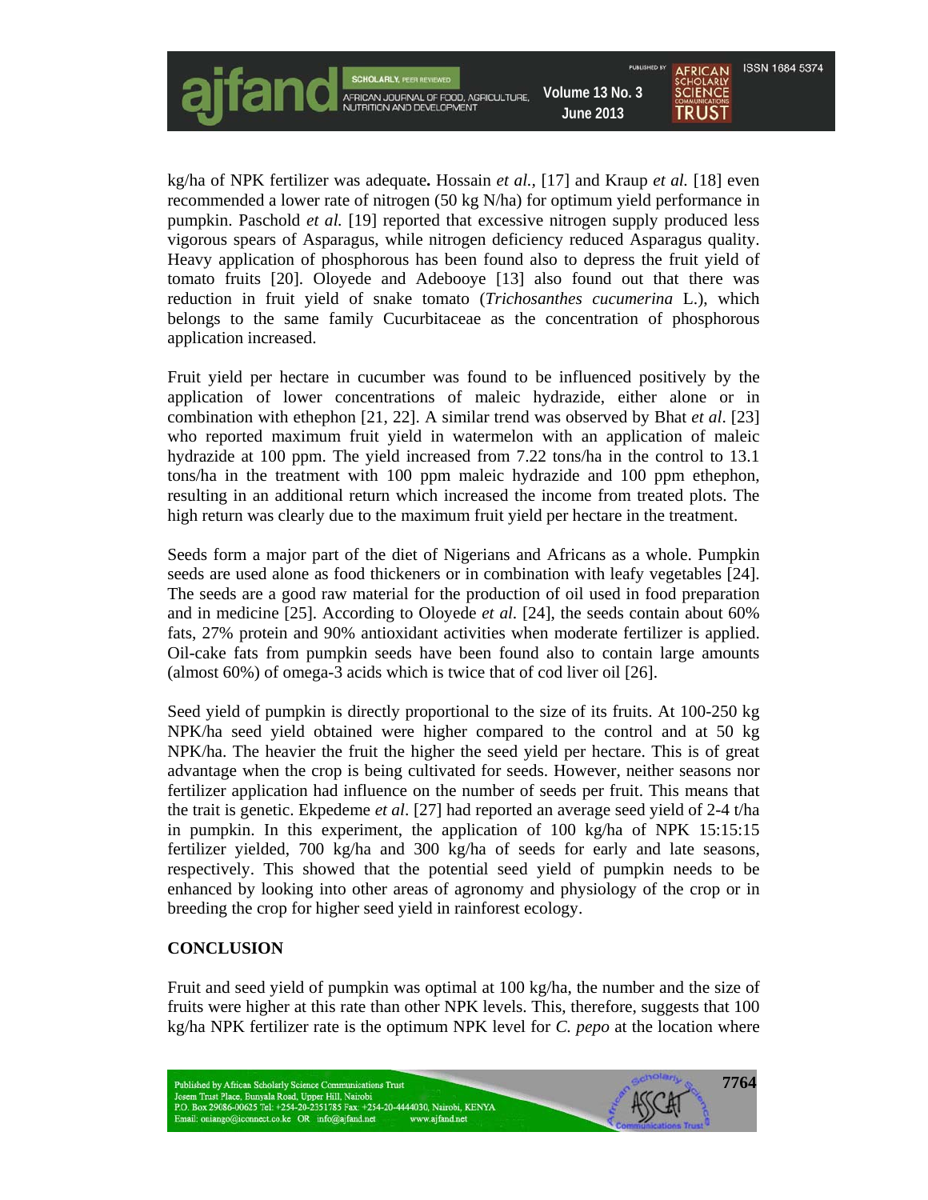kg/ha of NPK fertilizer was adequate**.** Hossain *et al.,* [17] and Kraup *et al.* [18] even recommended a lower rate of nitrogen (50 kg N/ha) for optimum yield performance in pumpkin. Paschold *et al.* [19] reported that excessive nitrogen supply produced less vigorous spears of Asparagus, while nitrogen deficiency reduced Asparagus quality. Heavy application of phosphorous has been found also to depress the fruit yield of tomato fruits [20]. Oloyede and Adebooye [13] also found out that there was reduction in fruit yield of snake tomato (*Trichosanthes cucumerina* L.), which belongs to the same family Cucurbitaceae as the concentration of phosphorous application increased.

Fruit yield per hectare in cucumber was found to be influenced positively by the application of lower concentrations of maleic hydrazide, either alone or in combination with ethephon [21, 22]. A similar trend was observed by Bhat *et al*. [23] who reported maximum fruit yield in watermelon with an application of maleic hydrazide at 100 ppm. The yield increased from 7.22 tons/ha in the control to 13.1 tons/ha in the treatment with 100 ppm maleic hydrazide and 100 ppm ethephon, resulting in an additional return which increased the income from treated plots. The high return was clearly due to the maximum fruit yield per hectare in the treatment.

Seeds form a major part of the diet of Nigerians and Africans as a whole. Pumpkin seeds are used alone as food thickeners or in combination with leafy vegetables [24]. The seeds are a good raw material for the production of oil used in food preparation and in medicine [25]. According to Oloyede *et al*. [24], the seeds contain about 60% fats, 27% protein and 90% antioxidant activities when moderate fertilizer is applied. Oil-cake fats from pumpkin seeds have been found also to contain large amounts (almost 60%) of omega-3 acids which is twice that of cod liver oil [26].

Seed yield of pumpkin is directly proportional to the size of its fruits. At 100-250 kg NPK/ha seed yield obtained were higher compared to the control and at 50 kg NPK/ha. The heavier the fruit the higher the seed yield per hectare. This is of great advantage when the crop is being cultivated for seeds. However, neither seasons nor fertilizer application had influence on the number of seeds per fruit. This means that the trait is genetic. Ekpedeme *et al*. [27] had reported an average seed yield of 2-4 t/ha in pumpkin. In this experiment, the application of 100 kg/ha of NPK 15:15:15 fertilizer yielded, 700 kg/ha and 300 kg/ha of seeds for early and late seasons, respectively. This showed that the potential seed yield of pumpkin needs to be enhanced by looking into other areas of agronomy and physiology of the crop or in breeding the crop for higher seed yield in rainforest ecology.

## CONCLUSION

Fruit and seed yield of pumpkin was optimal at 100 kg/ha, the number and the size of fruits were higher at this rate than other NPK levels. This, therefore, suggests that 100 kg/ha NPK fertilizer rate is the optimum NPK level for *C. pepo* at the location where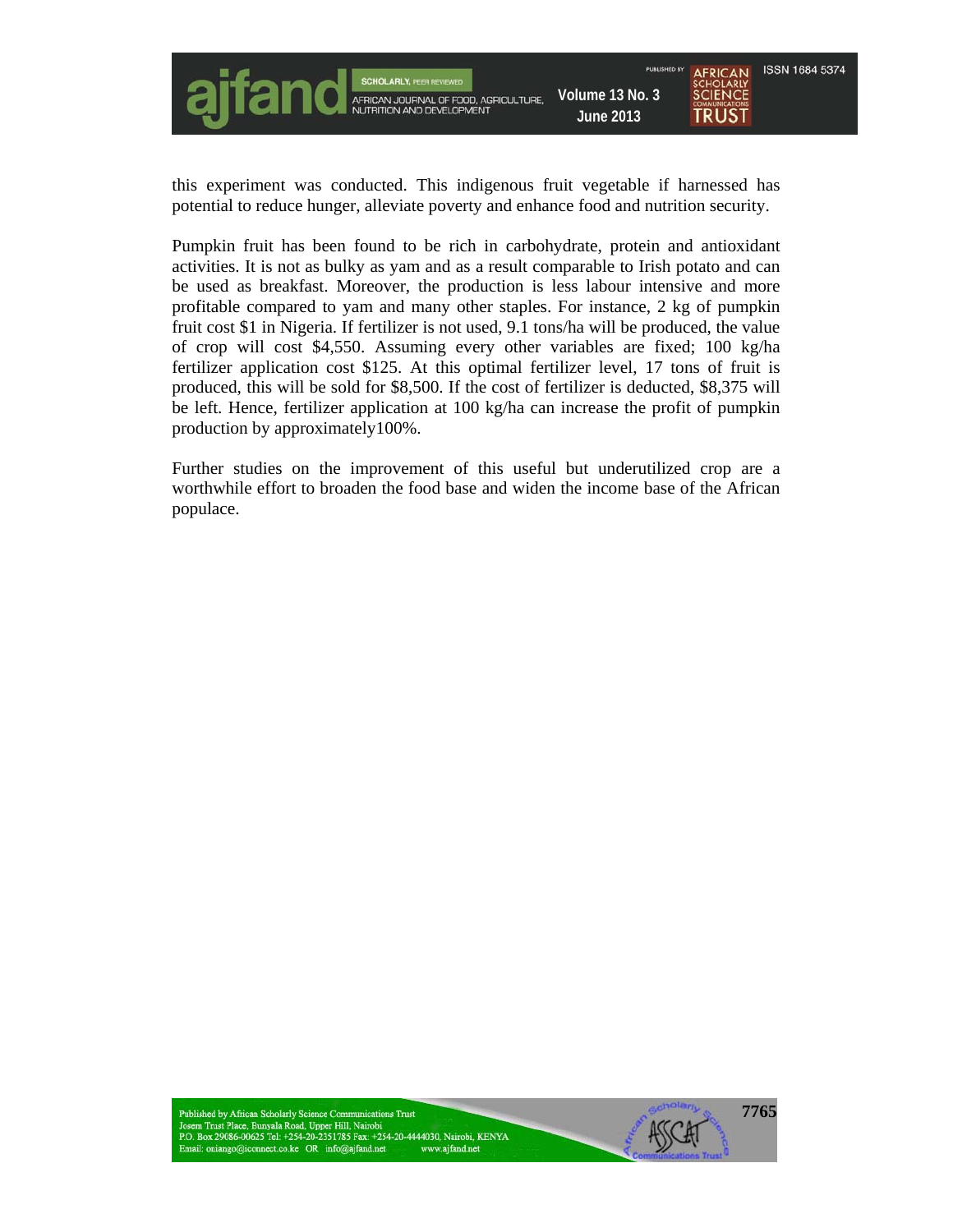this experiment was conducted. This indigenous fruit vegetable if harnessed has potential to reduce hunger, alleviate poverty and enhance food and nutrition security.

Pumpkin fruit has been found to be rich in carbohydrate, protein and antioxidant activities. It is not as bulky as yam and as a result comparable to Irish potato and can be used as breakfast. Moreover, the production is less labour intensive and more profitable compared to yam and many other staples. For instance, 2 kg of pumpkin fruit cost $1 in Nigeria. If fertilizer is not used, 9.1 tons/ha will be produced, the value of crop will cost $4,550. Assuming every other variables are fixed; 100 kg/ha fertilizer application cost $125. At this optimal fertilizer level, 17 tons of fruit is produced, this will be sold for $8,500. If the cost of fertilizer is deducted, $8,375 will be left. Hence, fertilizer application at 100 kg/ha can increase the profit of pumpkin production by approximately100%.

Further studies on the improvement of this useful but underutilized crop are a worthwhile effort to broaden the food base and widen the income base of the African populace.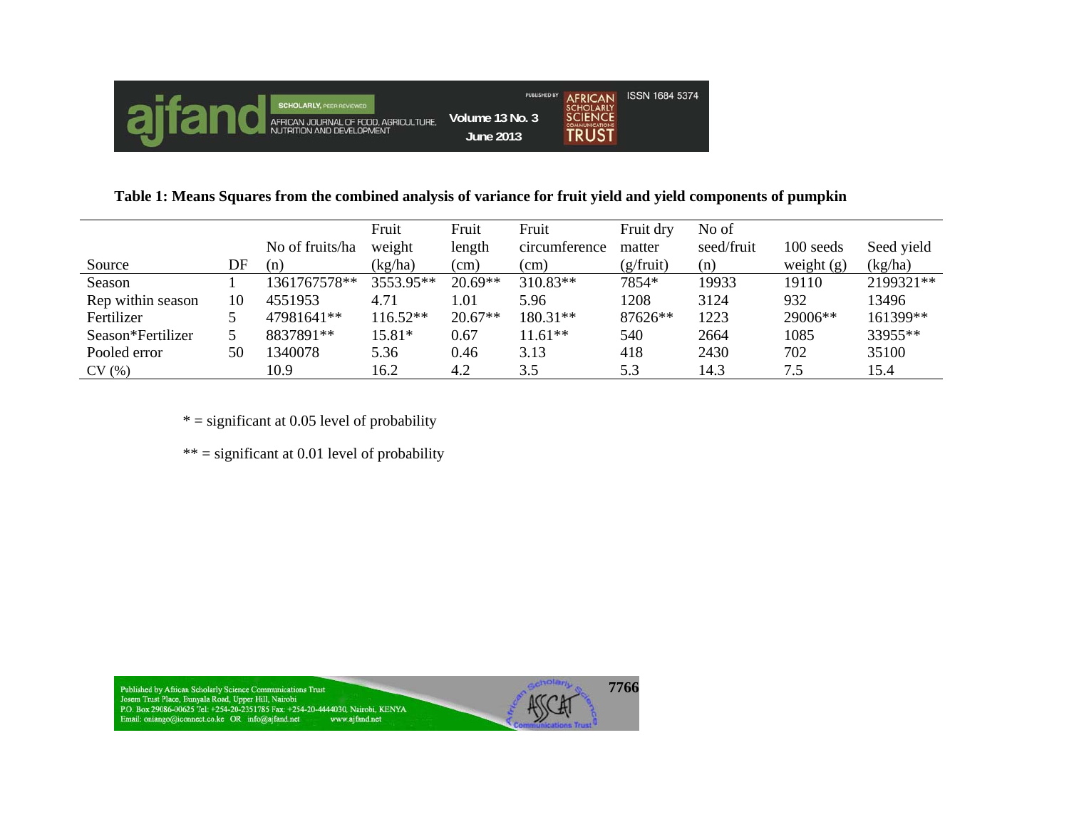**Table 1: Means Squares from the combined analysis of variance for fruit yield and yield components of pumpkin**

| Source | DF | No of fruits/ha (n) | Fruit weight (kg/ha) | Fruit length (cm) | Fruit circumference (cm) | Fruit dry matter (g/fruit) | No of seed/fruit (n) | 100 seeds weight (g) | Seed yield (kg/ha) |
|---|---|---|---|---|---|---|---|---|---|
| Season | 1 | 1361767578** | 3553.95** | 20.69** | 310.83** | 7854* | 19933 | 19110 | 2199321** |
| Rep within season | 10 | 4551953 | 4.71 | 1.01 | 5.96 | 1208 | 3124 | 932 | 13496 |
| Fertilizer | 5 | 47981641** | 116.52** | 20.67** | 180.31** | 87626** | 1223 | 29006** | 161399** |
| Season*Fertilizer | 5 | 8837891** | 15.81* | 0.67 | 11.61** | 540 | 2664 | 1085 | 33955** |
| Pooled error | 50 | 1340078 | 5.36 | 0.46 | 3.13 | 418 | 2430 | 702 | 35100 |
| CV (%) | | 10.9 | 16.2 | 4.2 | 3.5 | 5.3 | 14.3 | 7.5 | 15.4 |

* = significant at 0.05 level of probability

** = significant at 0.01 level of probability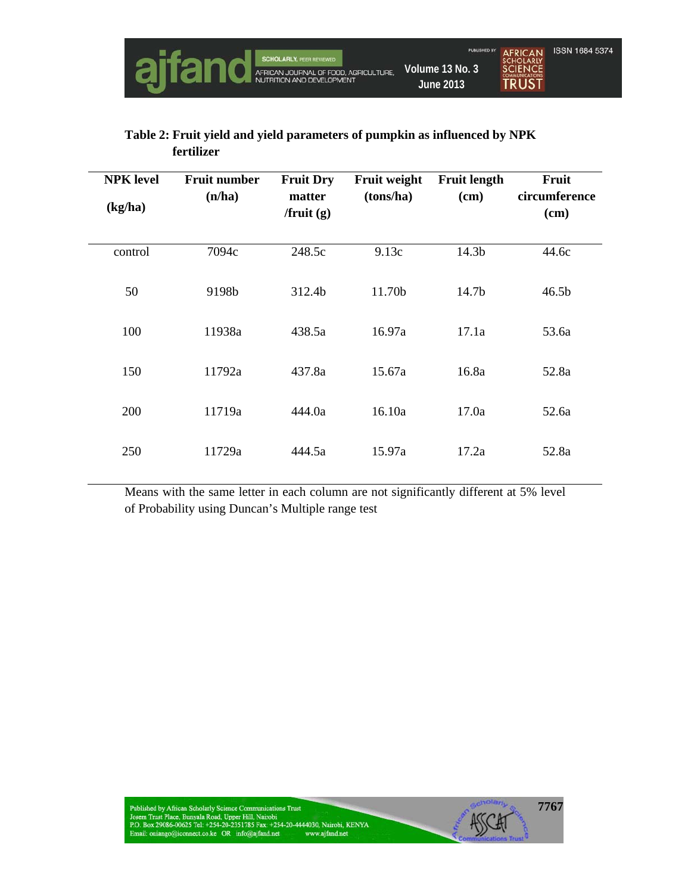**Table 2: Fruit yield and yield parameters of pumpkin as influenced by NPK fertilizer**

| NPK level (kg/ha) | Fruit number (n/ha) | Fruit Dry matter /fruit (g) | Fruit weight (tons/ha) | Fruit length (cm) | Fruit circumference (cm) |
|---|---|---|---|---|---|
| control | 7094c | 248.5c | 9.13c | 14.3b | 44.6c |
| 50 | 9198b | 312.4b | 11.70b | 14.7b | 46.5b |
| 100 | 11938a | 438.5a | 16.97a | 17.1a | 53.6a |
| 150 | 11792a | 437.8a | 15.67a | 16.8a | 52.8a |
| 200 | 11719a | 444.0a | 16.10a | 17.0a | 52.6a |
| 250 | 11729a | 444.5a | 15.97a | 17.2a | 52.8a |

Means with the same letter in each column are not significantly different at 5% level of Probability using Duncan's Multiple range test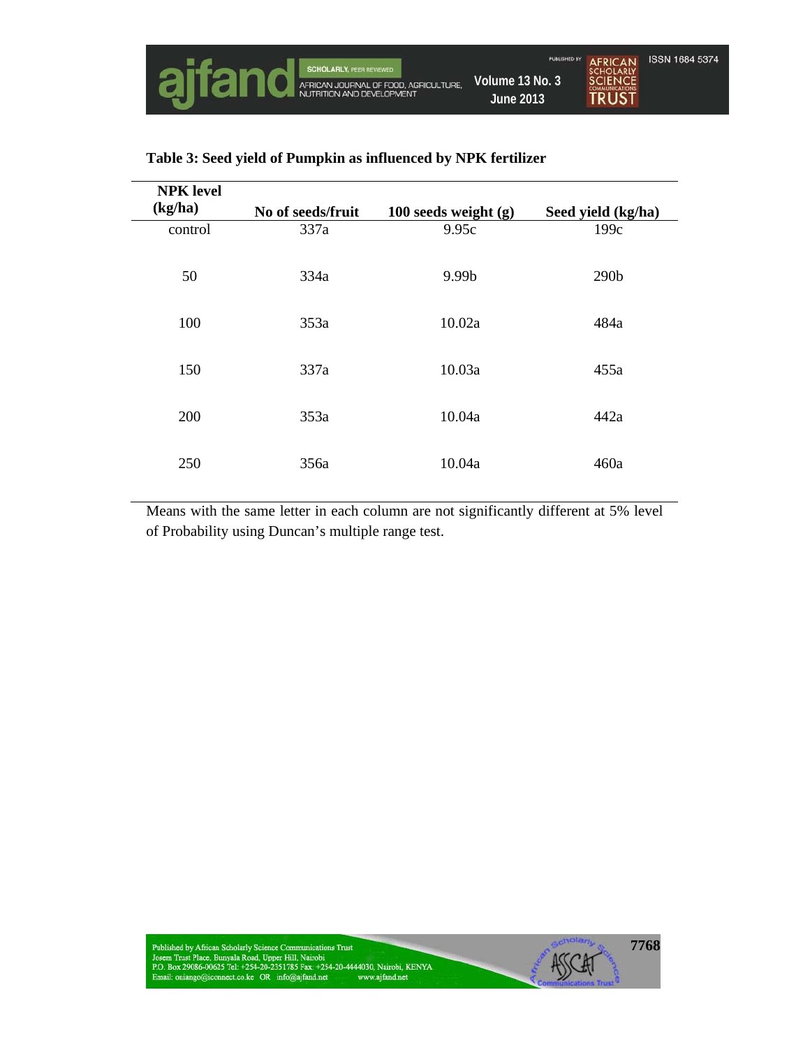**Table 3: Seed yield of Pumpkin as influenced by NPK fertilizer**

| NPK level (kg/ha) | No of seeds/fruit | 100 seeds weight (g) | Seed yield (kg/ha) |
|---|---|---|---|
| control | 337a | 9.95c | 199c |
| 50 | 334a | 9.99b | 290b |
| 100 | 353a | 10.02a | 484a |
| 150 | 337a | 10.03a | 455a |
| 200 | 353a | 10.04a | 442a |
| 250 | 356a | 10.04a | 460a |

Means with the same letter in each column are not significantly different at 5% level of Probability using Duncan's multiple range test.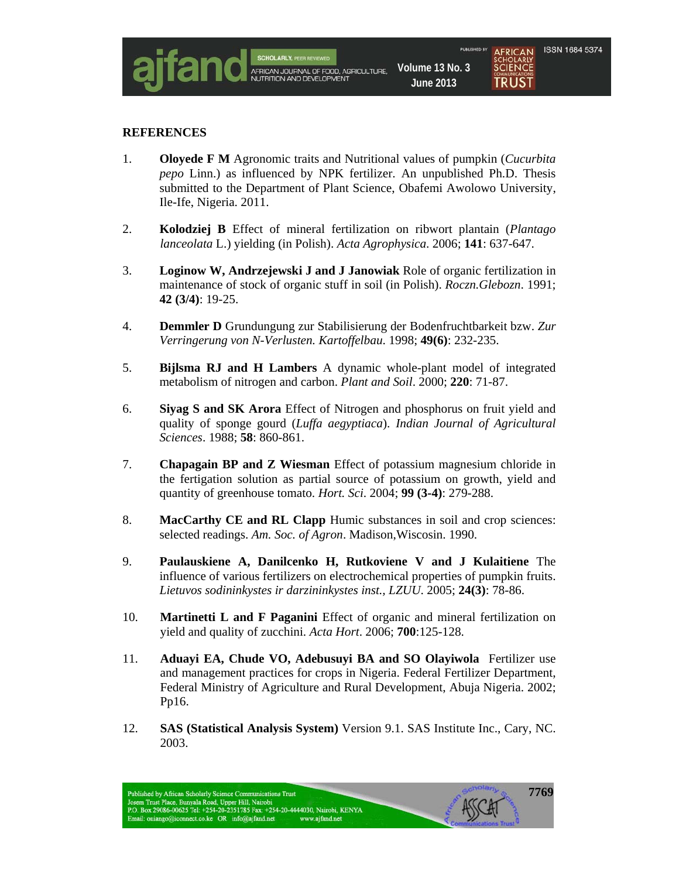## REFERENCES

1. **Oloyede F M** Agronomic traits and Nutritional values of pumpkin (*Cucurbita pepo* Linn.) as influenced by NPK fertilizer. An unpublished Ph.D. Thesis submitted to the Department of Plant Science, Obafemi Awolowo University, Ile-Ife, Nigeria. 2011.

2. **Kolodziej B** Effect of mineral fertilization on ribwort plantain (*Plantago lanceolata* L.) yielding (in Polish). *Acta Agrophysica*. 2006; **141**: 637-647.

3. **Loginow W, Andrzejewski J and J Janowiak** Role of organic fertilization in maintenance of stock of organic stuff in soil (in Polish). *Roczn.Glebozn*. 1991; **42 (3/4)**: 19-25.

4. **Demmler D** Grundungung zur Stabilisierung der Bodenfruchtbarkeit bzw. *Zur Verringerung von N-Verlusten. Kartoffelbau*. 1998; **49(6)**: 232-235.

5. **Bijlsma RJ and H Lambers** A dynamic whole-plant model of integrated metabolism of nitrogen and carbon. *Plant and Soil*. 2000; **220**: 71-87.

6. **Siyag S and SK Arora** Effect of Nitrogen and phosphorus on fruit yield and quality of sponge gourd (*Luffa aegyptiaca*). *Indian Journal of Agricultural Sciences*. 1988; **58**: 860-861.

7. **Chapagain BP and Z Wiesman** Effect of potassium magnesium chloride in the fertigation solution as partial source of potassium on growth, yield and quantity of greenhouse tomato. *Hort. Sci*. 2004; **99 (3-4)**: 279-288.

8. **MacCarthy CE and RL Clapp** Humic substances in soil and crop sciences: selected readings. *Am. Soc. of Agron*. Madison,Wiscosin. 1990.

9. **Paulauskiene A, Danilcenko H, Rutkoviene V and J Kulaitiene** The influence of various fertilizers on electrochemical properties of pumpkin fruits. *Lietuvos sodininkystes ir darzininkystes inst., LZUU*. 2005; **24(3)**: 78-86.

10. **Martinetti L and F Paganini** Effect of organic and mineral fertilization on yield and quality of zucchini. *Acta Hort*. 2006; **700**:125-128.

11. **Aduayi EA, Chude VO, Adebusuyi BA and SO Olayiwola** Fertilizer use and management practices for crops in Nigeria. Federal Fertilizer Department, Federal Ministry of Agriculture and Rural Development, Abuja Nigeria. 2002; Pp16.

12. **SAS (Statistical Analysis System)** Version 9.1. SAS Institute Inc., Cary, NC. 2003.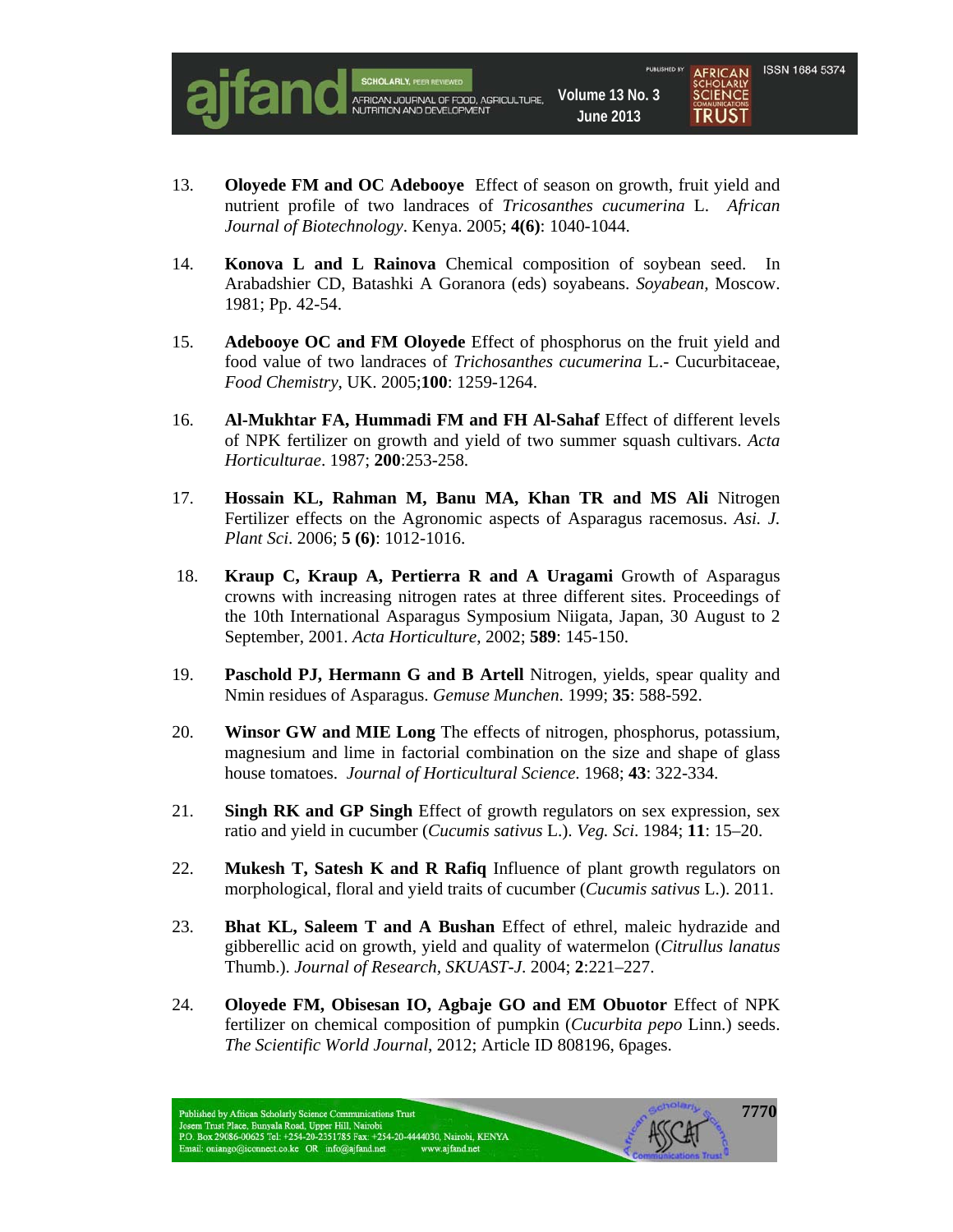13. **Oloyede FM and OC Adebooye** Effect of season on growth, fruit yield and nutrient profile of two landraces of *Tricosanthes cucumerina* L. *African Journal of Biotechnology*. Kenya. 2005; **4(6)**: 1040-1044.

14. **Konova L and L Rainova** Chemical composition of soybean seed. In Arabadshier CD, Batashki A Goranora (eds) soyabeans. *Soyabean*, Moscow. 1981; Pp. 42-54.

15. **Adebooye OC and FM Oloyede** Effect of phosphorus on the fruit yield and food value of two landraces of *Trichosanthes cucumerina* L.- Cucurbitaceae, *Food Chemistry*, UK. 2005;**100**: 1259-1264.

16. **Al-Mukhtar FA, Hummadi FM and FH Al-Sahaf** Effect of different levels of NPK fertilizer on growth and yield of two summer squash cultivars. *Acta Horticulturae*. 1987; **200**:253-258.

17. **Hossain KL, Rahman M, Banu MA, Khan TR and MS Ali** Nitrogen Fertilizer effects on the Agronomic aspects of Asparagus racemosus. *Asi. J. Plant Sci*. 2006; **5 (6)**: 1012-1016.

18. **Kraup C, Kraup A, Pertierra R and A Uragami** Growth of Asparagus crowns with increasing nitrogen rates at three different sites. Proceedings of the 10th International Asparagus Symposium Niigata, Japan, 30 August to 2 September, 2001. *Acta Horticulture*, 2002; **589**: 145-150.

19. **Paschold PJ, Hermann G and B Artell** Nitrogen, yields, spear quality and Nmin residues of Asparagus. *Gemuse Munchen*. 1999; **35**: 588-592.

20. **Winsor GW and MIE Long** The effects of nitrogen, phosphorus, potassium, magnesium and lime in factorial combination on the size and shape of glass house tomatoes. *Journal of Horticultural Science*. 1968; **43**: 322-334.

21. **Singh RK and GP Singh** Effect of growth regulators on sex expression, sex ratio and yield in cucumber (*Cucumis sativus* L.). *Veg. Sci*. 1984; **11**: 15–20.

22. **Mukesh T, Satesh K and R Rafiq** Influence of plant growth regulators on morphological, floral and yield traits of cucumber (*Cucumis sativus* L.). 2011.

23. **Bhat KL, Saleem T and A Bushan** Effect of ethrel, maleic hydrazide and gibberellic acid on growth, yield and quality of watermelon (*Citrullus lanatus* Thumb.). *Journal of Research, SKUAST-J*. 2004; **2**:221–227.

24. **Oloyede FM, Obisesan IO, Agbaje GO and EM Obuotor** Effect of NPK fertilizer on chemical composition of pumpkin (*Cucurbita pepo* Linn.) seeds. *The Scientific World Journal*, 2012; Article ID 808196, 6pages.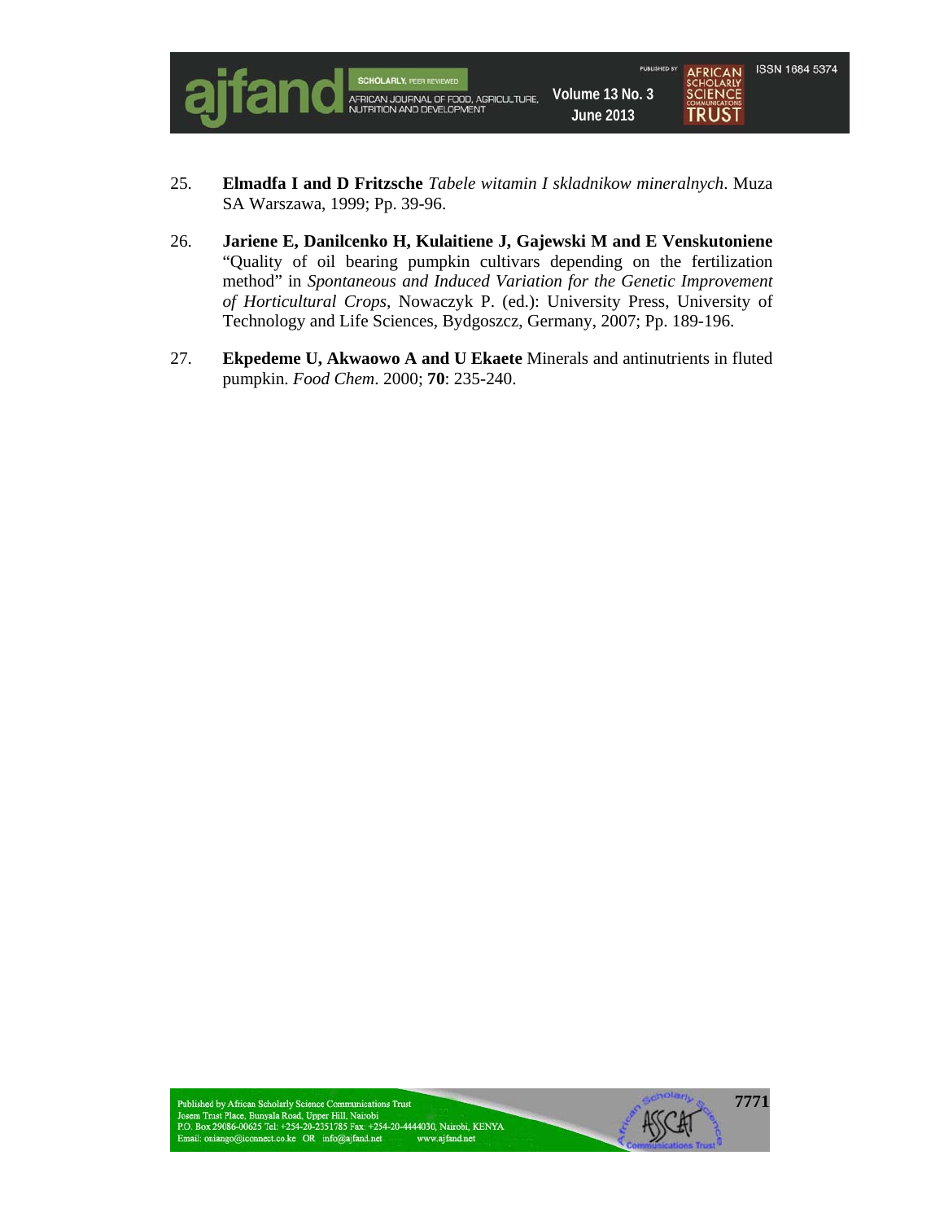25. **Elmadfa I and D Fritzsche** *Tabele witamin I skladnikow mineralnych*. Muza SA Warszawa, 1999; Pp. 39-96.

26. **Jariene E, Danilcenko H, Kulaitiene J, Gajewski M and E Venskutoniene** "Quality of oil bearing pumpkin cultivars depending on the fertilization method" in *Spontaneous and Induced Variation for the Genetic Improvement of Horticultural Crops*, Nowaczyk P. (ed.): University Press, University of Technology and Life Sciences, Bydgoszcz, Germany, 2007; Pp. 189-196.

27. **Ekpedeme U, Akwaowo A and U Ekaete** Minerals and antinutrients in fluted pumpkin. *Food Chem*. 2000; **70**: 235-240.